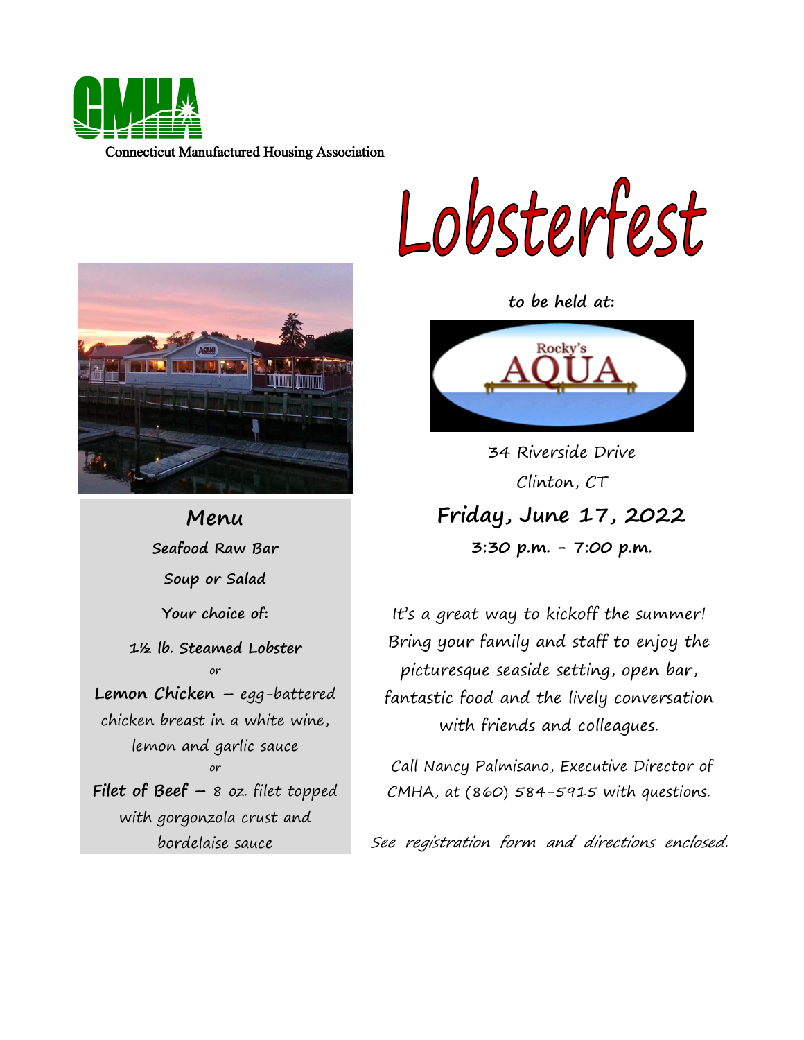Connecticut Manufactured Housing Association

# Lobsterfest

**to be held at:**

Rocky's AQUA

34 Riverside Drive

Clinton, CT

## Friday, June 17, 2022

**3:30 p.m. - 7:00 p.m.**

It's a great way to kickoff the summer! Bring your family and staff to enjoy the picturesque seaside setting, open bar, fantastic food and the lively conversation with friends and colleagues.

Call Nancy Palmisano, Executive Director of CMHA, at (860) 584-5915 with questions.

*See registration form and directions enclosed.*

## Menu

**Seafood Raw Bar**

**Soup or Salad**

**Your choice of:**

**1½ lb. Steamed Lobster**

*or*

**Lemon Chicken** – *egg-battered* chicken breast in a white wine, lemon and garlic sauce

*or*

**Filet of Beef –** 8 oz. filet topped with gorgonzola crust and bordelaise sauce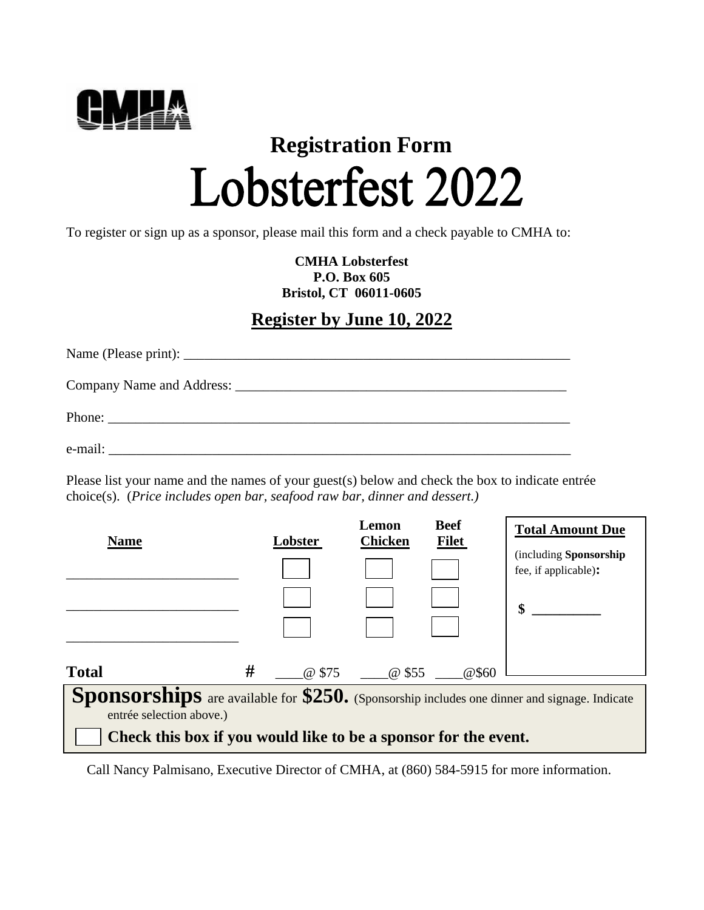CMHA

## Registration Form

# Lobsterfest 2022

To register or sign up as a sponsor, please mail this form and a check payable to CMHA to:

**CMHA Lobsterfest**
**P.O. Box 605**
**Bristol, CT 06011-0605**

## Register by June 10, 2022

Name (Please print): ____________________________________________________________

Company Name and Address: __________________________________________________

Phone: _________________________________________________________________________

e-mail: _________________________________________________________________________

Please list your name and the names of your guest(s) below and check the box to indicate entrée choice(s). (*Price includes open bar, seafood raw bar, dinner and dessert.)*

| Name | | Lobster | Lemon Chicken | Beef Filet |
|---|---|---|---|---|
| __________________________ | | ☐ | ☐ | ☐ |
| __________________________ | | ☐ | ☐ | ☐ |
| __________________________ | | ☐ | ☐ | ☐ |
| **Total** | # | ____@ $75 | ____@ $55 | ____@$60 |

**Total Amount Due**

(including **Sponsorship** fee, if applicable)**:**

**$ __________**

**Sponsorships** are available for **$250.** (Sponsorship includes one dinner and signage. Indicate entrée selection above.)

☐ **Check this box if you would like to be a sponsor for the event.**

Call Nancy Palmisano, Executive Director of CMHA, at (860) 584-5915 for more information.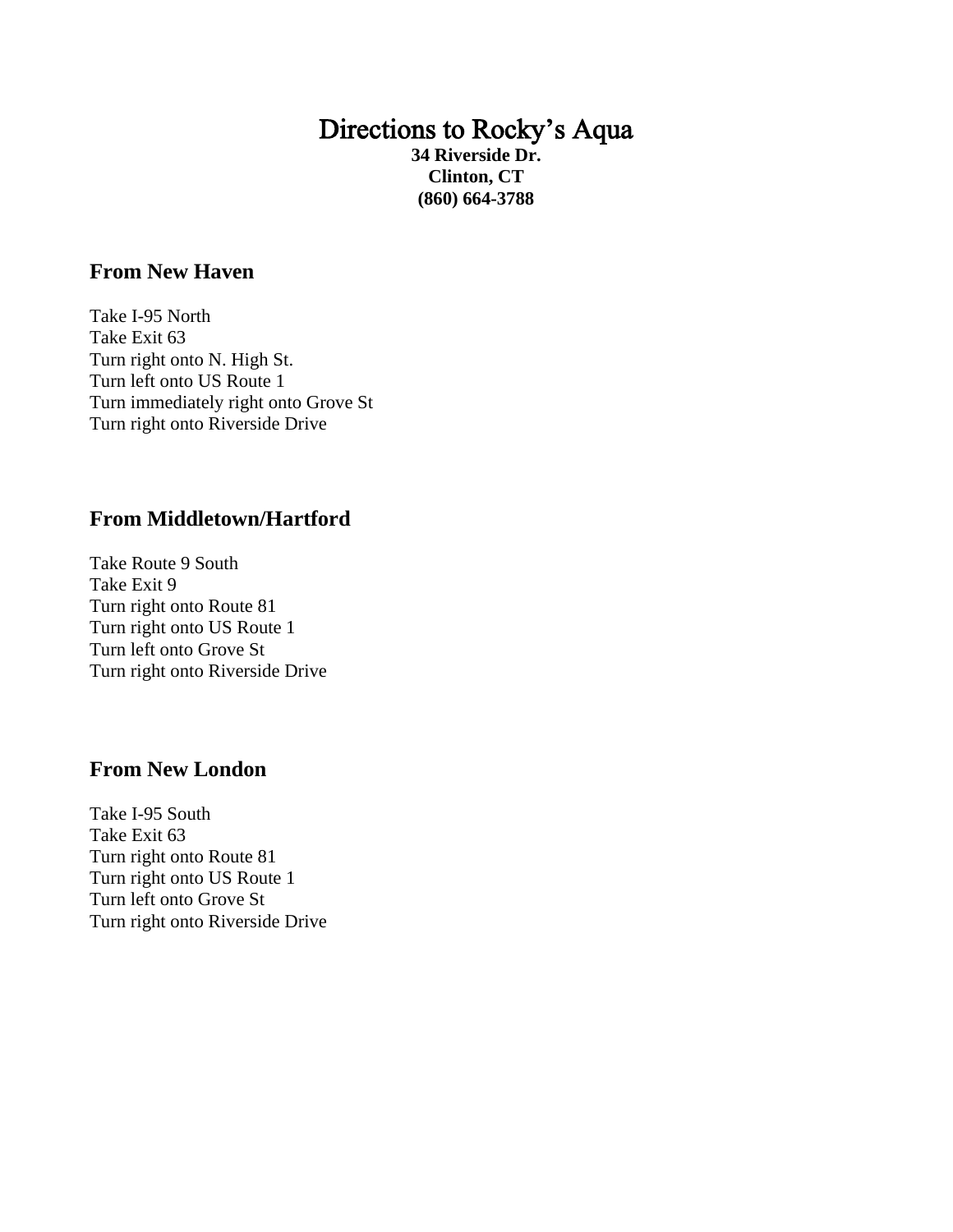# Directions to Rocky's Aqua

**34 Riverside Dr.**
**Clinton, CT**
**(860) 664-3788**

## From New Haven

Take I-95 North
Take Exit 63
Turn right onto N. High St.
Turn left onto US Route 1
Turn immediately right onto Grove St
Turn right onto Riverside Drive

## From Middletown/Hartford

Take Route 9 South
Take Exit 9
Turn right onto Route 81
Turn right onto US Route 1
Turn left onto Grove St
Turn right onto Riverside Drive

## From New London

Take I-95 South
Take Exit 63
Turn right onto Route 81
Turn right onto US Route 1
Turn left onto Grove St
Turn right onto Riverside Drive